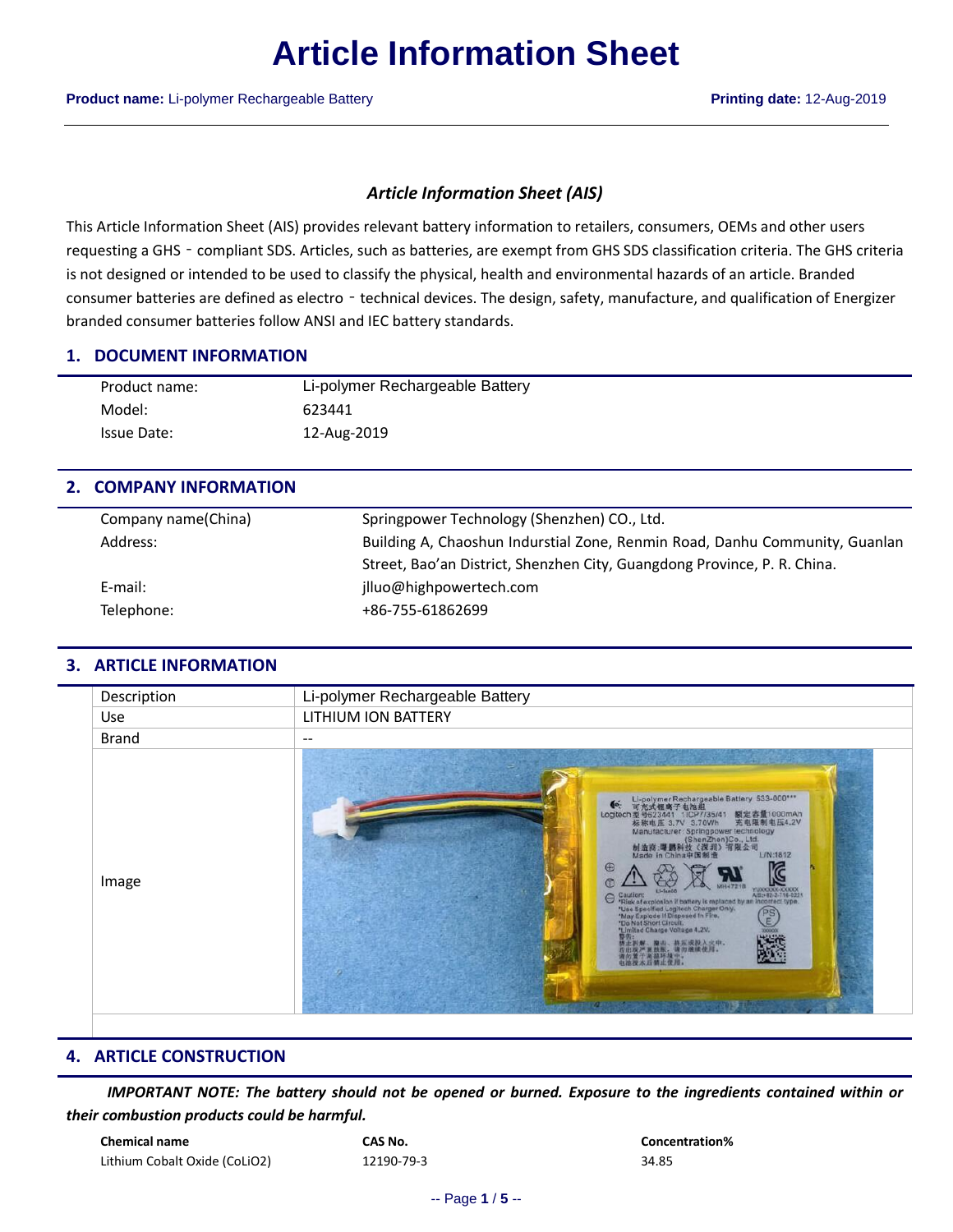# Article Information Sheet

**Product name:** Li-polymer Rechargeable Battery **Printing date:** 12-Aug-2019

### *Article Information Sheet (AIS)*

This Article Information Sheet (AIS) provides relevant battery information to retailers, consumers, OEMs and other users requesting a GHS - compliant SDS. Articles, such as batteries, are exempt from GHS SDS classification criteria. The GHS criteria is not designed or intended to be used to classify the physical, health and environmental hazards of an article. Branded consumer batteries are defined as electro - technical devices. The design, safety, manufacture, and qualification of Energizer branded consumer batteries follow ANSI and IEC battery standards.

## 1. DOCUMENT INFORMATION

| | |
|---|---|
| Product name: | Li-polymer Rechargeable Battery |
| Model: | 623441 |
| Issue Date: | 12-Aug-2019 |

## 2. COMPANY INFORMATION

| | |
|---|---|
| Company name(China) | Springpower Technology (Shenzhen) CO., Ltd. |
| Address: | Building A, Chaoshun Indurstial Zone, Renmin Road, Danhu Community, Guanlan Street, Bao'an District, Shenzhen City, Guangdong Province, P. R. China. |
| E-mail: | jlluo@highpowertech.com |
| Telephone: | +86-755-61862699 |

## 3. ARTICLE INFORMATION

| | |
|---|---|
| Description | Li-polymer Rechargeable Battery |
| Use | LITHIUM ION BATTERY |
| Brand | -- |
| Image | |

## 4. ARTICLE CONSTRUCTION

***IMPORTANT NOTE: The battery should not be opened or burned. Exposure to the ingredients contained within or their combustion products could be harmful.***

| **Chemical name** | **CAS No.** | **Concentration%** |
|---|---|---|
| Lithium Cobalt Oxide ($CoLiO_2$) | 12190-79-3 | 34.85 |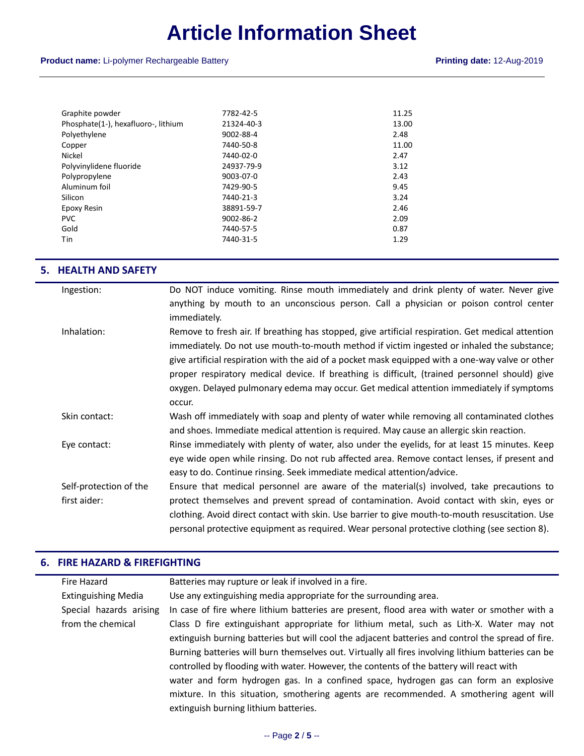| | | |
|---|---|---|
| Graphite powder | 7782-42-5 | 11.25 |
| Phosphate(1-), hexafluoro-, lithium | 21324-40-3 | 13.00 |
| Polyethylene | 9002-88-4 | 2.48 |
| Copper | 7440-50-8 | 11.00 |
| Nickel | 7440-02-0 | 2.47 |
| Polyvinylidene fluoride | 24937-79-9 | 3.12 |
| Polypropylene | 9003-07-0 | 2.43 |
| Aluminum foil | 7429-90-5 | 9.45 |
| Silicon | 7440-21-3 | 3.24 |
| Epoxy Resin | 38891-59-7 | 2.46 |
| PVC | 9002-86-2 | 2.09 |
| Gold | 7440-57-5 | 0.87 |
| Tin | 7440-31-5 | 1.29 |

## 5. HEALTH AND SAFETY

| | |
|---|---|
| Ingestion: | Do NOT induce vomiting. Rinse mouth immediately and drink plenty of water. Never give anything by mouth to an unconscious person. Call a physician or poison control center immediately. |
| Inhalation: | Remove to fresh air. If breathing has stopped, give artificial respiration. Get medical attention immediately. Do not use mouth-to-mouth method if victim ingested or inhaled the substance; give artificial respiration with the aid of a pocket mask equipped with a one-way valve or other proper respiratory medical device. If breathing is difficult, (trained personnel should) give oxygen. Delayed pulmonary edema may occur. Get medical attention immediately if symptoms occur. |
| Skin contact: | Wash off immediately with soap and plenty of water while removing all contaminated clothes and shoes. Immediate medical attention is required. May cause an allergic skin reaction. |
| Eye contact: | Rinse immediately with plenty of water, also under the eyelids, for at least 15 minutes. Keep eye wide open while rinsing. Do not rub affected area. Remove contact lenses, if present and easy to do. Continue rinsing. Seek immediate medical attention/advice. |
| Self-protection of the first aider: | Ensure that medical personnel are aware of the material(s) involved, take precautions to protect themselves and prevent spread of contamination. Avoid contact with skin, eyes or clothing. Avoid direct contact with skin. Use barrier to give mouth-to-mouth resuscitation. Use personal protective equipment as required. Wear personal protective clothing (see section 8). |

## 6. FIRE HAZARD & FIREFIGHTING

| | |
|---|---|
| Fire Hazard | Batteries may rupture or leak if involved in a fire. |
| Extinguishing Media | Use any extinguishing media appropriate for the surrounding area. |
| Special hazards arising from the chemical | In case of fire where lithium batteries are present, flood area with water or smother with a Class D fire extinguishant appropriate for lithium metal, such as Lith-X. Water may not extinguish burning batteries but will cool the adjacent batteries and control the spread of fire. Burning batteries will burn themselves out. Virtually all fires involving lithium batteries can be controlled by flooding with water. However, the contents of the battery will react with water and form hydrogen gas. In a confined space, hydrogen gas can form an explosive mixture. In this situation, smothering agents are recommended. A smothering agent will extinguish burning lithium batteries. |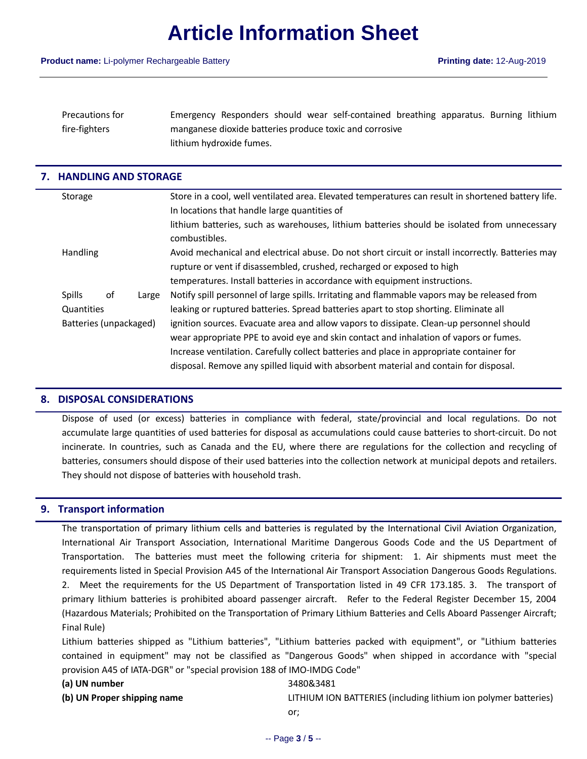| | |
|---|---|
| Precautions for fire-fighters | Emergency Responders should wear self-contained breathing apparatus. Burning lithium manganese dioxide batteries produce toxic and corrosive lithium hydroxide fumes. |

## 7. HANDLING AND STORAGE

| | |
|---|---|
| Storage | Store in a cool, well ventilated area. Elevated temperatures can result in shortened battery life. In locations that handle large quantities of lithium batteries, such as warehouses, lithium batteries should be isolated from unnecessary combustibles. |
| Handling | Avoid mechanical and electrical abuse. Do not short circuit or install incorrectly. Batteries may rupture or vent if disassembled, crushed, recharged or exposed to high temperatures. Install batteries in accordance with equipment instructions. |
| Spills of Large Quantities Batteries (unpackaged) | Notify spill personnel of large spills. Irritating and flammable vapors may be released from leaking or ruptured batteries. Spread batteries apart to stop shorting. Eliminate all ignition sources. Evacuate area and allow vapors to dissipate. Clean-up personnel should wear appropriate PPE to avoid eye and skin contact and inhalation of vapors or fumes. Increase ventilation. Carefully collect batteries and place in appropriate container for disposal. Remove any spilled liquid with absorbent material and contain for disposal. |

## 8. DISPOSAL CONSIDERATIONS

Dispose of used (or excess) batteries in compliance with federal, state/provincial and local regulations. Do not accumulate large quantities of used batteries for disposal as accumulations could cause batteries to short-circuit. Do not incinerate. In countries, such as Canada and the EU, where there are regulations for the collection and recycling of batteries, consumers should dispose of their used batteries into the collection network at municipal depots and retailers. They should not dispose of batteries with household trash.

## 9. Transport information

The transportation of primary lithium cells and batteries is regulated by the International Civil Aviation Organization, International Air Transport Association, International Maritime Dangerous Goods Code and the US Department of Transportation. The batteries must meet the following criteria for shipment: 1. Air shipments must meet the requirements listed in Special Provision A45 of the International Air Transport Association Dangerous Goods Regulations. 2. Meet the requirements for the US Department of Transportation listed in 49 CFR 173.185. 3. The transport of primary lithium batteries is prohibited aboard passenger aircraft. Refer to the Federal Register December 15, 2004 (Hazardous Materials; Prohibited on the Transportation of Primary Lithium Batteries and Cells Aboard Passenger Aircraft; Final Rule)

Lithium batteries shipped as "Lithium batteries", "Lithium batteries packed with equipment", or "Lithium batteries contained in equipment" may not be classified as "Dangerous Goods" when shipped in accordance with "special provision A45 of IATA-DGR" or "special provision 188 of IMO-IMDG Code"

| | |
|---|---|
| **(a) UN number** | 3480&3481 |
| **(b) UN Proper shipping name** | LITHIUM ION BATTERIES (including lithium ion polymer batteries) or; |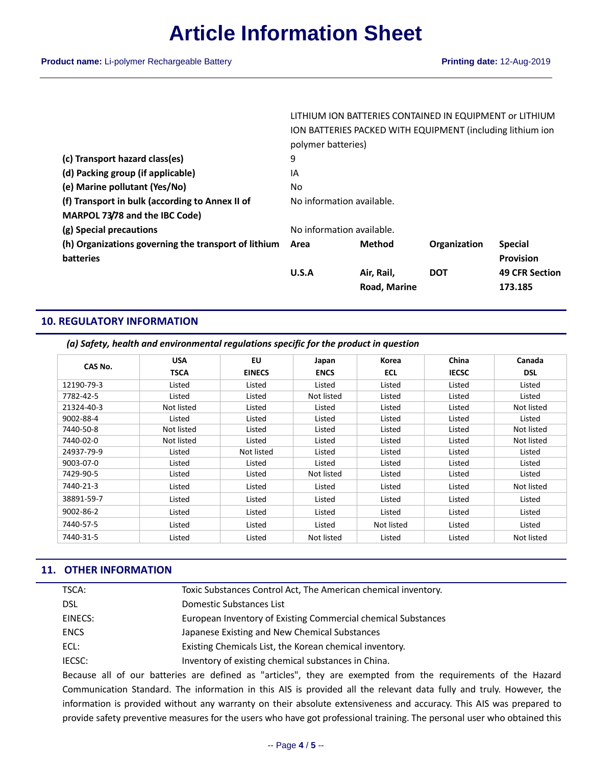LITHIUM ION BATTERIES CONTAINED IN EQUIPMENT or LITHIUM ION BATTERIES PACKED WITH EQUIPMENT (including lithium ion polymer batteries)

**(c) Transport hazard class(es)** 9

**(d) Packing group (if applicable)** IA

**(e) Marine pollutant (Yes/No)** No

**(f) Transport in bulk (according to Annex II of MARPOL 73/78 and the IBC Code)** No information available.

**(g) Special precautions** No information available.

**(h) Organizations governing the transport of lithium batteries**

| Area | Method | Organization | Special Provision |
|---|---|---|---|
| U.S.A | Air, Rail, Road, Marine | DOT | 49 CFR Section 173.185 |

## 10. REGULATORY INFORMATION

***(a) Safety, health and environmental regulations specific for the product in question***

| CAS No. | USA TSCA | EU EINECS | Japan ENCS | Korea ECL | China IECSC | Canada DSL |
|---|---|---|---|---|---|---|
| 12190-79-3 | Listed | Listed | Listed | Listed | Listed | Listed |
| 7782-42-5 | Listed | Listed | Not listed | Listed | Listed | Listed |
| 21324-40-3 | Not listed | Listed | Listed | Listed | Listed | Not listed |
| 9002-88-4 | Listed | Listed | Listed | Listed | Listed | Listed |
| 7440-50-8 | Not listed | Listed | Listed | Listed | Listed | Not listed |
| 7440-02-0 | Not listed | Listed | Listed | Listed | Listed | Not listed |
| 24937-79-9 | Listed | Not listed | Listed | Listed | Listed | Listed |
| 9003-07-0 | Listed | Listed | Listed | Listed | Listed | Listed |
| 7429-90-5 | Listed | Listed | Not listed | Listed | Listed | Listed |
| 7440-21-3 | Listed | Listed | Listed | Listed | Listed | Not listed |
| 38891-59-7 | Listed | Listed | Listed | Listed | Listed | Listed |
| 9002-86-2 | Listed | Listed | Listed | Listed | Listed | Listed |
| 7440-57-5 | Listed | Listed | Listed | Not listed | Listed | Listed |
| 7440-31-5 | Listed | Listed | Not listed | Listed | Listed | Not listed |

## 11. OTHER INFORMATION

| | |
|---|---|
| TSCA: | Toxic Substances Control Act, The American chemical inventory. |
| DSL | Domestic Substances List |
| EINECS: | European Inventory of Existing Commercial chemical Substances |
| ENCS | Japanese Existing and New Chemical Substances |
| ECL: | Existing Chemicals List, the Korean chemical inventory. |
| IECSC: | Inventory of existing chemical substances in China. |

Because all of our batteries are defined as "articles", they are exempted from the requirements of the Hazard Communication Standard. The information in this AIS is provided all the relevant data fully and truly. However, the information is provided without any warranty on their absolute extensiveness and accuracy. This AIS was prepared to provide safety preventive measures for the users who have got professional training. The personal user who obtained this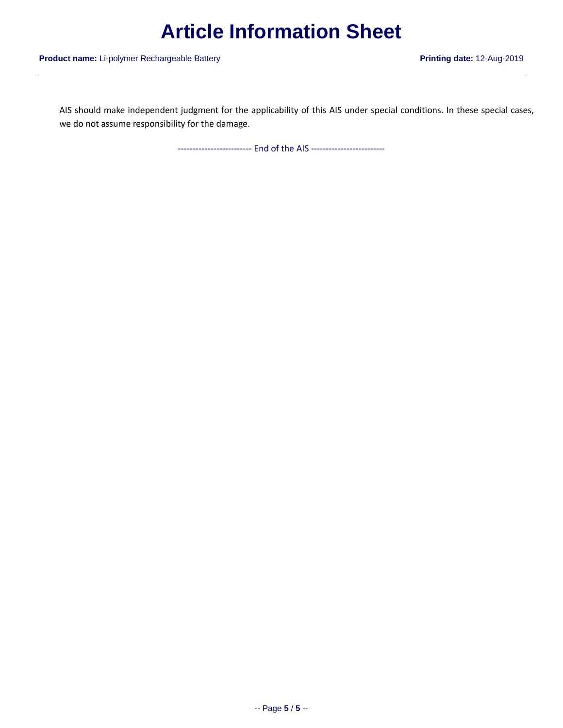AIS should make independent judgment for the applicability of this AIS under special conditions. In these special cases, we do not assume responsibility for the damage.

------------------------- End of the AIS -------------------------